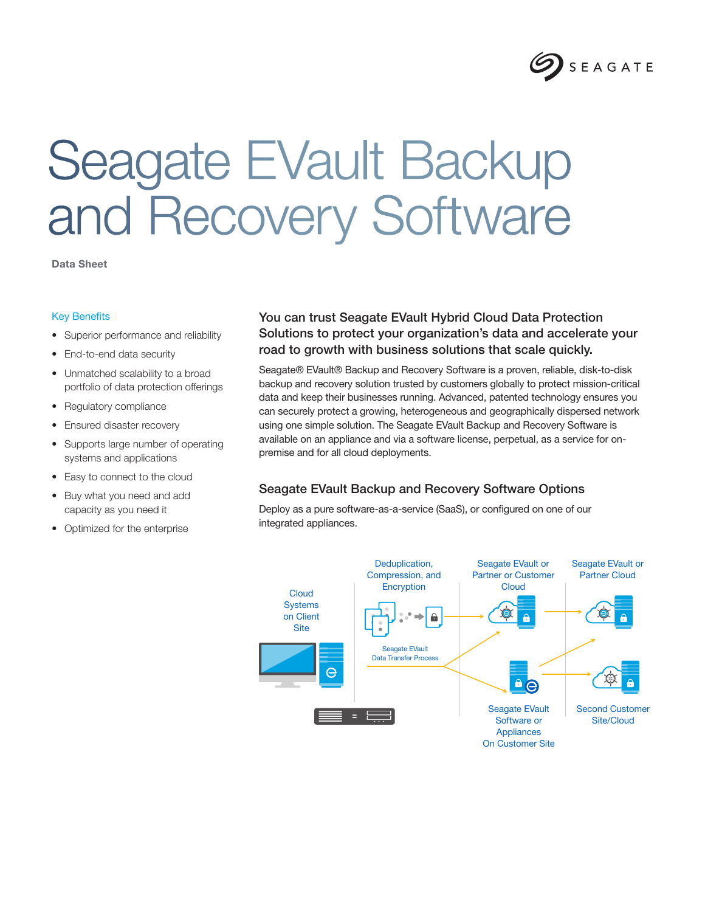# Seagate EVault Backup and Recovery Software

**Data Sheet**

## Key Benefits

- Superior performance and reliability
- End-to-end data security
- Unmatched scalability to a broad portfolio of data protection offerings
- Regulatory compliance
- Ensured disaster recovery
- Supports large number of operating systems and applications
- Easy to connect to the cloud
- Buy what you need and add capacity as you need it
- Optimized for the enterprise

### You can trust Seagate EVault Hybrid Cloud Data Protection Solutions to protect your organization's data and accelerate your road to growth with business solutions that scale quickly.

Seagate® EVault® Backup and Recovery Software is a proven, reliable, disk-to-disk backup and recovery solution trusted by customers globally to protect mission-critical data and keep their businesses running. Advanced, patented technology ensures you can securely protect a growing, heterogeneous and geographically dispersed network using one simple solution. The Seagate EVault Backup and Recovery Software is available on an appliance and via a software license, perpetual, as a service for on-premise and for all cloud deployments.

## Seagate EVault Backup and Recovery Software Options

Deploy as a pure software-as-a-service (SaaS), or configured on one of our integrated appliances.

Cloud Systems on Client Site

Deduplication, Compression, and Encryption

Seagate EVault Data Transfer Process

Seagate EVault or Partner or Customer Cloud

Seagate EVault or Partner Cloud

Seagate EVault Software or Appliances On Customer Site

Second Customer Site/Cloud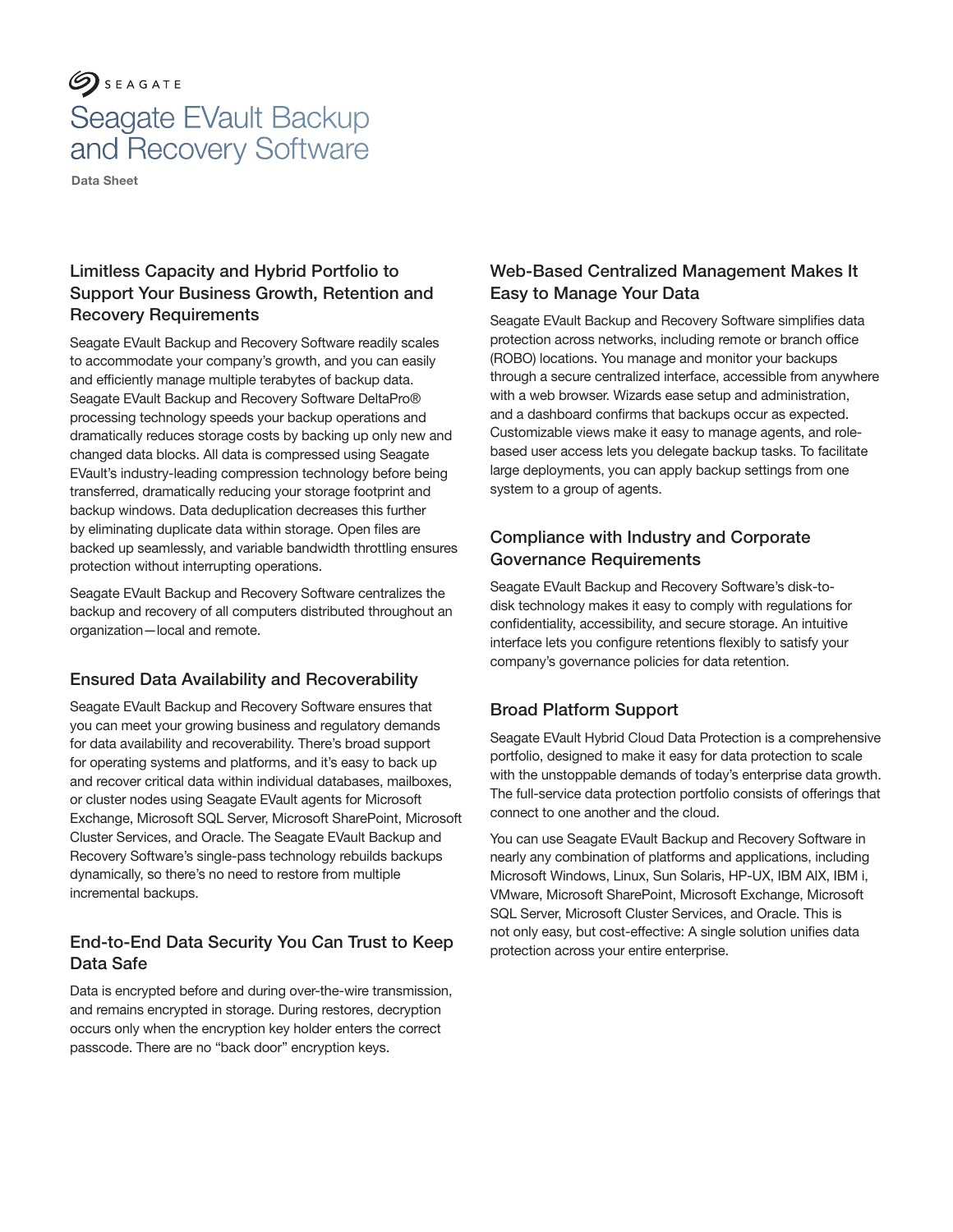SEAGATE

# Seagate EVault Backup and Recovery Software

**Data Sheet**

## Limitless Capacity and Hybrid Portfolio to Support Your Business Growth, Retention and Recovery Requirements

Seagate EVault Backup and Recovery Software readily scales to accommodate your company's growth, and you can easily and efficiently manage multiple terabytes of backup data. Seagate EVault Backup and Recovery Software DeltaPro® processing technology speeds your backup operations and dramatically reduces storage costs by backing up only new and changed data blocks. All data is compressed using Seagate EVault's industry-leading compression technology before being transferred, dramatically reducing your storage footprint and backup windows. Data deduplication decreases this further by eliminating duplicate data within storage. Open files are backed up seamlessly, and variable bandwidth throttling ensures protection without interrupting operations.

Seagate EVault Backup and Recovery Software centralizes the backup and recovery of all computers distributed throughout an organization—local and remote.

## Ensured Data Availability and Recoverability

Seagate EVault Backup and Recovery Software ensures that you can meet your growing business and regulatory demands for data availability and recoverability. There's broad support for operating systems and platforms, and it's easy to back up and recover critical data within individual databases, mailboxes, or cluster nodes using Seagate EVault agents for Microsoft Exchange, Microsoft SQL Server, Microsoft SharePoint, Microsoft Cluster Services, and Oracle. The Seagate EVault Backup and Recovery Software's single-pass technology rebuilds backups dynamically, so there's no need to restore from multiple incremental backups.

## End-to-End Data Security You Can Trust to Keep Data Safe

Data is encrypted before and during over-the-wire transmission, and remains encrypted in storage. During restores, decryption occurs only when the encryption key holder enters the correct passcode. There are no "back door" encryption keys.

## Web-Based Centralized Management Makes It Easy to Manage Your Data

Seagate EVault Backup and Recovery Software simplifies data protection across networks, including remote or branch office (ROBO) locations. You manage and monitor your backups through a secure centralized interface, accessible from anywhere with a web browser. Wizards ease setup and administration, and a dashboard confirms that backups occur as expected. Customizable views make it easy to manage agents, and role-based user access lets you delegate backup tasks. To facilitate large deployments, you can apply backup settings from one system to a group of agents.

## Compliance with Industry and Corporate Governance Requirements

Seagate EVault Backup and Recovery Software's disk-to-disk technology makes it easy to comply with regulations for confidentiality, accessibility, and secure storage. An intuitive interface lets you configure retentions flexibly to satisfy your company's governance policies for data retention.

## Broad Platform Support

Seagate EVault Hybrid Cloud Data Protection is a comprehensive portfolio, designed to make it easy for data protection to scale with the unstoppable demands of today's enterprise data growth. The full-service data protection portfolio consists of offerings that connect to one another and the cloud.

You can use Seagate EVault Backup and Recovery Software in nearly any combination of platforms and applications, including Microsoft Windows, Linux, Sun Solaris, HP-UX, IBM AIX, IBM i, VMware, Microsoft SharePoint, Microsoft Exchange, Microsoft SQL Server, Microsoft Cluster Services, and Oracle. This is not only easy, but cost-effective: A single solution unifies data protection across your entire enterprise.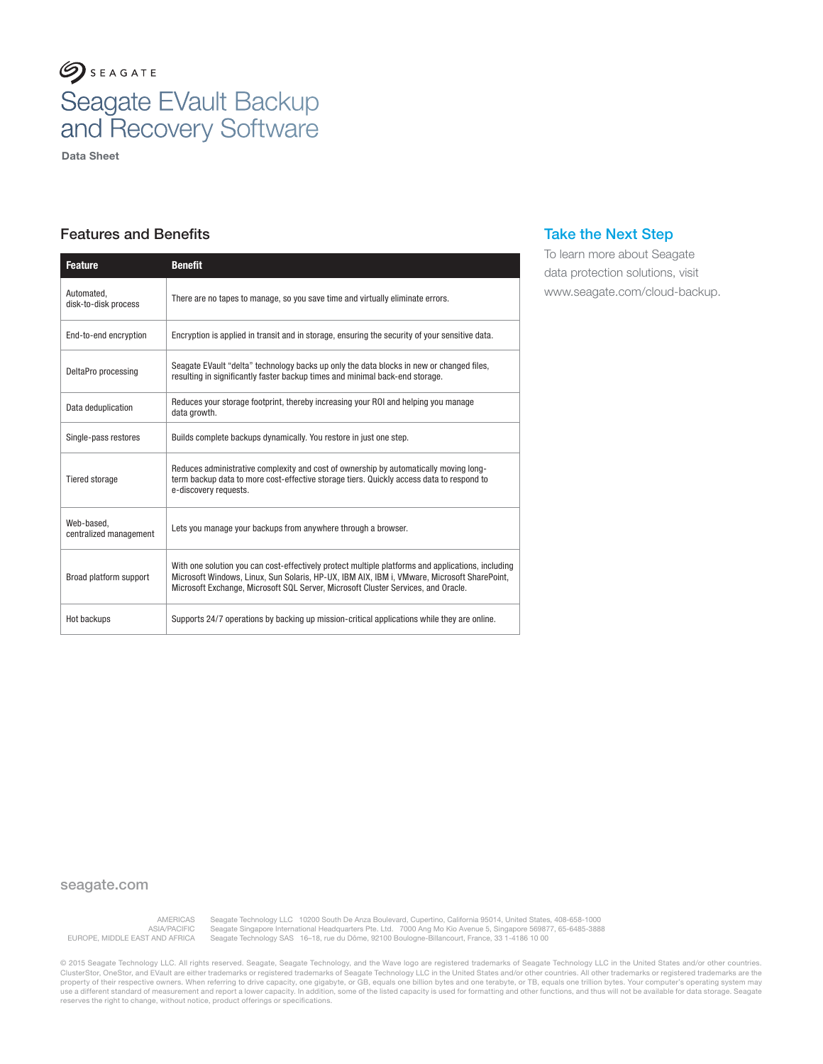SEAGATE

# Seagate EVault Backup and Recovery Software

**Data Sheet**

## Features and Benefits

| Feature | Benefit |
|---|---|
| Automated, disk-to-disk process | There are no tapes to manage, so you save time and virtually eliminate errors. |
| End-to-end encryption | Encryption is applied in transit and in storage, ensuring the security of your sensitive data. |
| DeltaPro processing | Seagate EVault "delta" technology backs up only the data blocks in new or changed files, resulting in significantly faster backup times and minimal back-end storage. |
| Data deduplication | Reduces your storage footprint, thereby increasing your ROI and helping you manage data growth. |
| Single-pass restores | Builds complete backups dynamically. You restore in just one step. |
| Tiered storage | Reduces administrative complexity and cost of ownership by automatically moving long-term backup data to more cost-effective storage tiers. Quickly access data to respond to e-discovery requests. |
| Web-based, centralized management | Lets you manage your backups from anywhere through a browser. |
| Broad platform support | With one solution you can cost-effectively protect multiple platforms and applications, including Microsoft Windows, Linux, Sun Solaris, HP-UX, IBM AIX, IBM i, VMware, Microsoft SharePoint, Microsoft Exchange, Microsoft SQL Server, Microsoft Cluster Services, and Oracle. |
| Hot backups | Supports 24/7 operations by backing up mission-critical applications while they are online. |

## Take the Next Step

To learn more about Seagate data protection solutions, visit www.seagate.com/cloud-backup.

seagate.com

AMERICAS Seagate Technology LLC 10200 South De Anza Boulevard, Cupertino, California 95014, United States, 408-658-1000
ASIA/PACIFIC Seagate Singapore International Headquarters Pte. Ltd. 7000 Ang Mo Kio Avenue 5, Singapore 569877, 65-6485-3888
EUROPE, MIDDLE EAST AND AFRICA Seagate Technology SAS 16–18, rue du Dôme, 92100 Boulogne-Billancourt, France, 33 1-4186 10 00

© 2015 Seagate Technology LLC. All rights reserved. Seagate, Seagate Technology, and the Wave logo are registered trademarks of Seagate Technology LLC in the United States and/or other countries. ClusterStor, OneStor, and EVault are either trademarks or registered trademarks of Seagate Technology LLC in the United States and/or other countries. All other trademarks or registered trademarks are the property of their respective owners. When referring to drive capacity, one gigabyte, or GB, equals one billion bytes and one terabyte, or TB, equals one trillion bytes. Your computer's operating system may use a different standard of measurement and report a lower capacity. In addition, some of the listed capacity is used for formatting and other functions, and thus will not be available for data storage. Seagate reserves the right to change, without notice, product offerings or specifications.